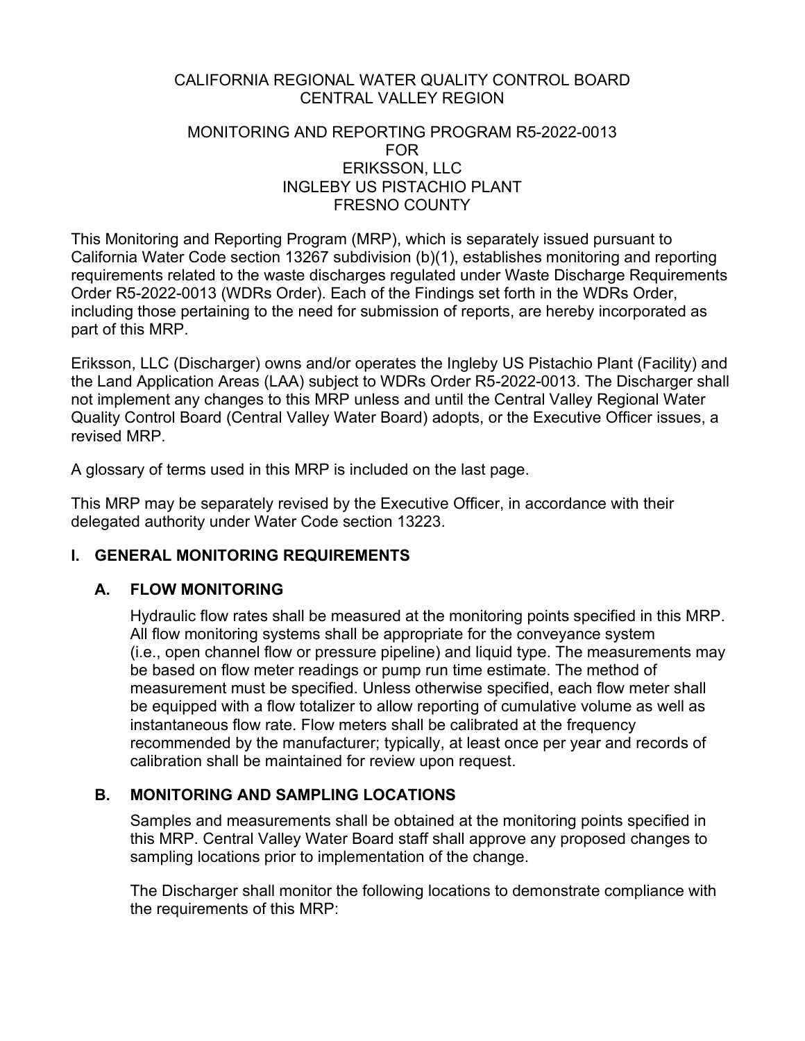CALIFORNIA REGIONAL WATER QUALITY CONTROL BOARD
CENTRAL VALLEY REGION

MONITORING AND REPORTING PROGRAM R5-2022-0013
FOR
ERIKSSON, LLC
INGLEBY US PISTACHIO PLANT
FRESNO COUNTY

This Monitoring and Reporting Program (MRP), which is separately issued pursuant to California Water Code section 13267 subdivision (b)(1), establishes monitoring and reporting requirements related to the waste discharges regulated under Waste Discharge Requirements Order R5-2022-0013 (WDRs Order). Each of the Findings set forth in the WDRs Order, including those pertaining to the need for submission of reports, are hereby incorporated as part of this MRP.

Eriksson, LLC (Discharger) owns and/or operates the Ingleby US Pistachio Plant (Facility) and the Land Application Areas (LAA) subject to WDRs Order R5-2022-0013. The Discharger shall not implement any changes to this MRP unless and until the Central Valley Regional Water Quality Control Board (Central Valley Water Board) adopts, or the Executive Officer issues, a revised MRP.

A glossary of terms used in this MRP is included on the last page.

This MRP may be separately revised by the Executive Officer, in accordance with their delegated authority under Water Code section 13223.

## I. GENERAL MONITORING REQUIREMENTS

### A. FLOW MONITORING

Hydraulic flow rates shall be measured at the monitoring points specified in this MRP. All flow monitoring systems shall be appropriate for the conveyance system (i.e., open channel flow or pressure pipeline) and liquid type. The measurements may be based on flow meter readings or pump run time estimate. The method of measurement must be specified. Unless otherwise specified, each flow meter shall be equipped with a flow totalizer to allow reporting of cumulative volume as well as instantaneous flow rate. Flow meters shall be calibrated at the frequency recommended by the manufacturer; typically, at least once per year and records of calibration shall be maintained for review upon request.

### B. MONITORING AND SAMPLING LOCATIONS

Samples and measurements shall be obtained at the monitoring points specified in this MRP. Central Valley Water Board staff shall approve any proposed changes to sampling locations prior to implementation of the change.

The Discharger shall monitor the following locations to demonstrate compliance with the requirements of this MRP: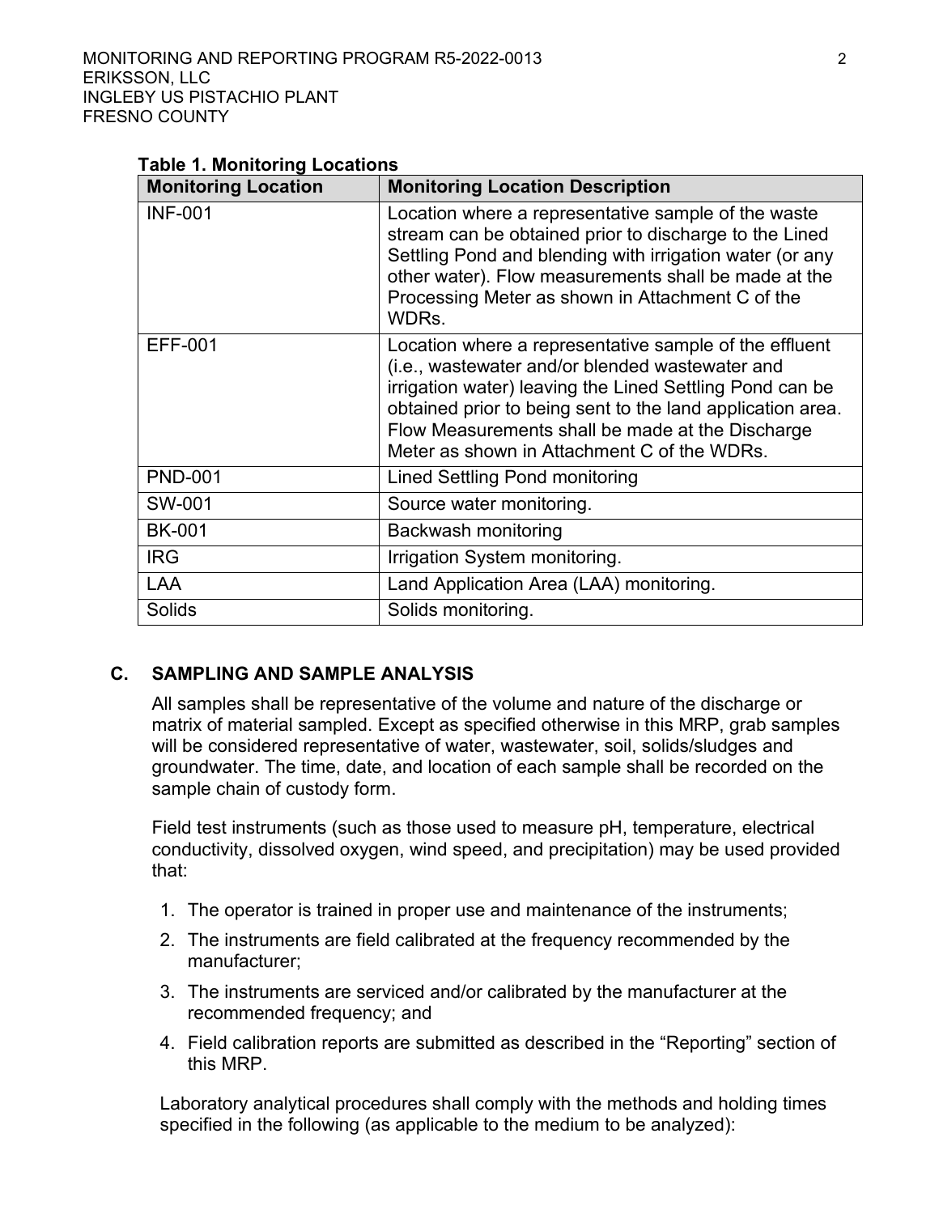**Table 1. Monitoring Locations**

| Monitoring Location | Monitoring Location Description |
|---|---|
| INF-001 | Location where a representative sample of the waste stream can be obtained prior to discharge to the Lined Settling Pond and blending with irrigation water (or any other water). Flow measurements shall be made at the Processing Meter as shown in Attachment C of the WDRs. |
| EFF-001 | Location where a representative sample of the effluent (i.e., wastewater and/or blended wastewater and irrigation water) leaving the Lined Settling Pond can be obtained prior to being sent to the land application area. Flow Measurements shall be made at the Discharge Meter as shown in Attachment C of the WDRs. |
| PND-001 | Lined Settling Pond monitoring |
| SW-001 | Source water monitoring. |
| BK-001 | Backwash monitoring |
| IRG | Irrigation System monitoring. |
| LAA | Land Application Area (LAA) monitoring. |
| Solids | Solids monitoring. |

## C. SAMPLING AND SAMPLE ANALYSIS

All samples shall be representative of the volume and nature of the discharge or matrix of material sampled. Except as specified otherwise in this MRP, grab samples will be considered representative of water, wastewater, soil, solids/sludges and groundwater. The time, date, and location of each sample shall be recorded on the sample chain of custody form.

Field test instruments (such as those used to measure pH, temperature, electrical conductivity, dissolved oxygen, wind speed, and precipitation) may be used provided that:

1. The operator is trained in proper use and maintenance of the instruments;
2. The instruments are field calibrated at the frequency recommended by the manufacturer;
3. The instruments are serviced and/or calibrated by the manufacturer at the recommended frequency; and
4. Field calibration reports are submitted as described in the "Reporting" section of this MRP.

Laboratory analytical procedures shall comply with the methods and holding times specified in the following (as applicable to the medium to be analyzed):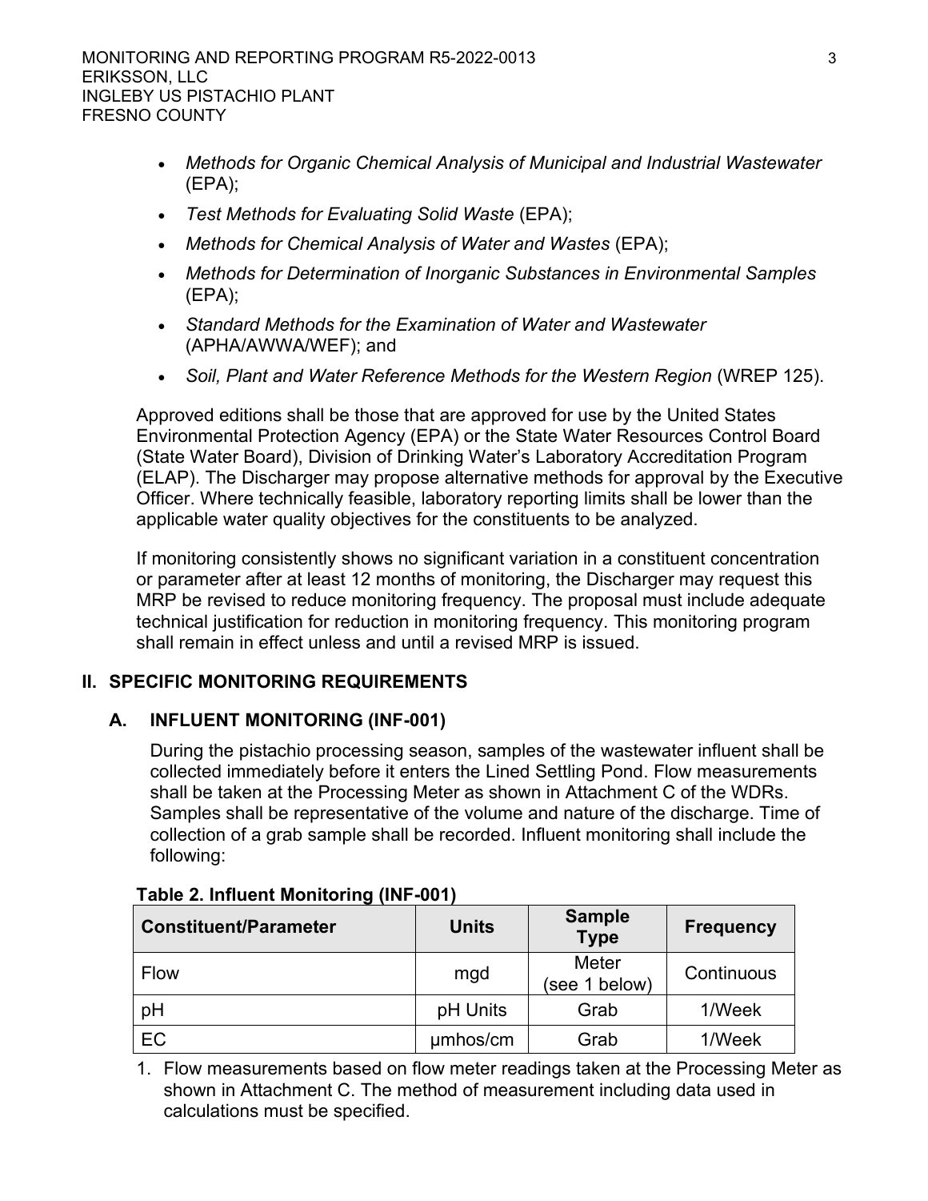- *Methods for Organic Chemical Analysis of Municipal and Industrial Wastewater* (EPA);
- *Test Methods for Evaluating Solid Waste* (EPA);
- *Methods for Chemical Analysis of Water and Wastes* (EPA);
- *Methods for Determination of Inorganic Substances in Environmental Samples* (EPA);
- *Standard Methods for the Examination of Water and Wastewater* (APHA/AWWA/WEF); and
- *Soil, Plant and Water Reference Methods for the Western Region* (WREP 125).

Approved editions shall be those that are approved for use by the United States Environmental Protection Agency (EPA) or the State Water Resources Control Board (State Water Board), Division of Drinking Water's Laboratory Accreditation Program (ELAP). The Discharger may propose alternative methods for approval by the Executive Officer. Where technically feasible, laboratory reporting limits shall be lower than the applicable water quality objectives for the constituents to be analyzed.

If monitoring consistently shows no significant variation in a constituent concentration or parameter after at least 12 months of monitoring, the Discharger may request this MRP be revised to reduce monitoring frequency. The proposal must include adequate technical justification for reduction in monitoring frequency. This monitoring program shall remain in effect unless and until a revised MRP is issued.

## II. SPECIFIC MONITORING REQUIREMENTS

### A. INFLUENT MONITORING (INF-001)

During the pistachio processing season, samples of the wastewater influent shall be collected immediately before it enters the Lined Settling Pond. Flow measurements shall be taken at the Processing Meter as shown in Attachment C of the WDRs. Samples shall be representative of the volume and nature of the discharge. Time of collection of a grab sample shall be recorded. Influent monitoring shall include the following:

**Table 2. Influent Monitoring (INF-001)**

| Constituent/Parameter | Units | Sample Type | Frequency |
|---|---|---|---|
| Flow | mgd | Meter (see 1 below) | Continuous |
| pH | pH Units | Grab | 1/Week |
| EC | μmhos/cm | Grab | 1/Week |

1. Flow measurements based on flow meter readings taken at the Processing Meter as shown in Attachment C. The method of measurement including data used in calculations must be specified.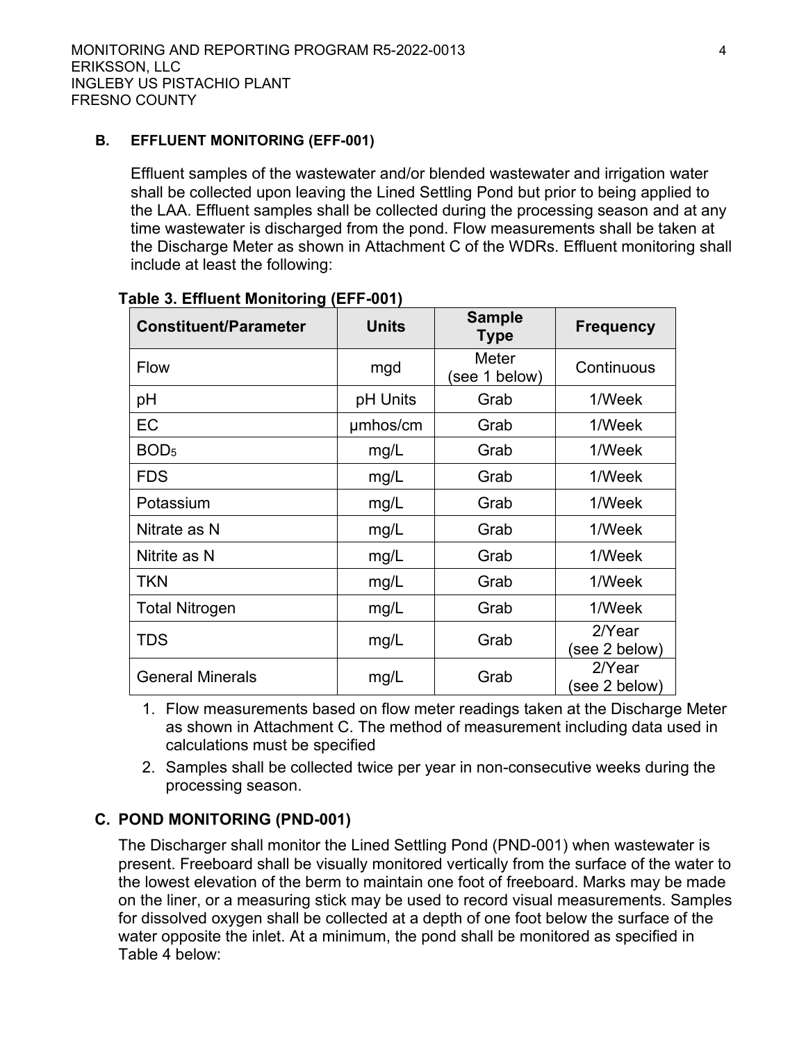### B. EFFLUENT MONITORING (EFF-001)

Effluent samples of the wastewater and/or blended wastewater and irrigation water shall be collected upon leaving the Lined Settling Pond but prior to being applied to the LAA. Effluent samples shall be collected during the processing season and at any time wastewater is discharged from the pond. Flow measurements shall be taken at the Discharge Meter as shown in Attachment C of the WDRs. Effluent monitoring shall include at least the following:

**Table 3. Effluent Monitoring (EFF-001)**

| Constituent/Parameter | Units | Sample Type | Frequency |
|---|---|---|---|
| Flow | mgd | Meter (see 1 below) | Continuous |
| pH | pH Units | Grab | 1/Week |
| EC | µmhos/cm | Grab | 1/Week |
| $BOD_5$ | mg/L | Grab | 1/Week |
| FDS | mg/L | Grab | 1/Week |
| Potassium | mg/L | Grab | 1/Week |
| Nitrate as N | mg/L | Grab | 1/Week |
| Nitrite as N | mg/L | Grab | 1/Week |
| TKN | mg/L | Grab | 1/Week |
| Total Nitrogen | mg/L | Grab | 1/Week |
| TDS | mg/L | Grab | 2/Year (see 2 below) |
| General Minerals | mg/L | Grab | 2/Year (see 2 below) |

1. Flow measurements based on flow meter readings taken at the Discharge Meter as shown in Attachment C. The method of measurement including data used in calculations must be specified
2. Samples shall be collected twice per year in non-consecutive weeks during the processing season.

### C. POND MONITORING (PND-001)

The Discharger shall monitor the Lined Settling Pond (PND-001) when wastewater is present. Freeboard shall be visually monitored vertically from the surface of the water to the lowest elevation of the berm to maintain one foot of freeboard. Marks may be made on the liner, or a measuring stick may be used to record visual measurements. Samples for dissolved oxygen shall be collected at a depth of one foot below the surface of the water opposite the inlet. At a minimum, the pond shall be monitored as specified in Table 4 below: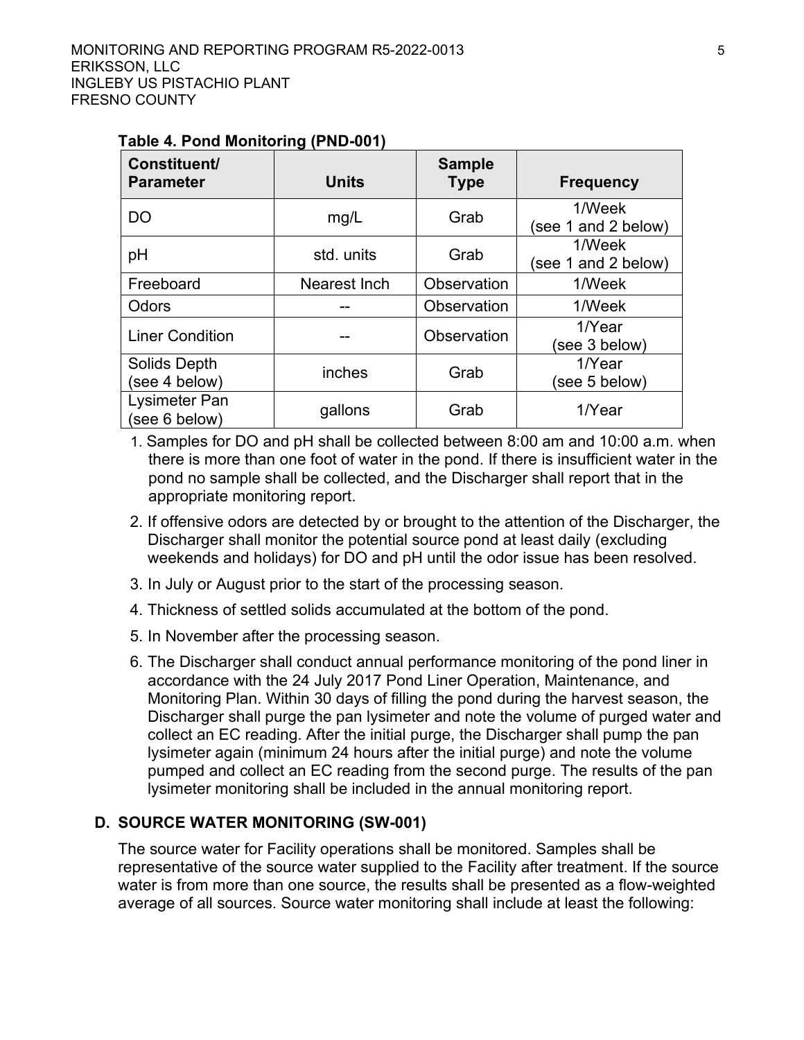**Table 4. Pond Monitoring (PND-001)**

| Constituent/ Parameter | Units | Sample Type | Frequency |
|---|---|---|---|
| DO | mg/L | Grab | 1/Week (see 1 and 2 below) |
| pH | std. units | Grab | 1/Week (see 1 and 2 below) |
| Freeboard | Nearest Inch | Observation | 1/Week |
| Odors | -- | Observation | 1/Week |
| Liner Condition | -- | Observation | 1/Year (see 3 below) |
| Solids Depth (see 4 below) | inches | Grab | 1/Year (see 5 below) |
| Lysimeter Pan (see 6 below) | gallons | Grab | 1/Year |

1. Samples for DO and pH shall be collected between 8:00 am and 10:00 a.m. when there is more than one foot of water in the pond. If there is insufficient water in the pond no sample shall be collected, and the Discharger shall report that in the appropriate monitoring report.
2. If offensive odors are detected by or brought to the attention of the Discharger, the Discharger shall monitor the potential source pond at least daily (excluding weekends and holidays) for DO and pH until the odor issue has been resolved.
3. In July or August prior to the start of the processing season.
4. Thickness of settled solids accumulated at the bottom of the pond.
5. In November after the processing season.
6. The Discharger shall conduct annual performance monitoring of the pond liner in accordance with the 24 July 2017 Pond Liner Operation, Maintenance, and Monitoring Plan. Within 30 days of filling the pond during the harvest season, the Discharger shall purge the pan lysimeter and note the volume of purged water and collect an EC reading. After the initial purge, the Discharger shall pump the pan lysimeter again (minimum 24 hours after the initial purge) and note the volume pumped and collect an EC reading from the second purge. The results of the pan lysimeter monitoring shall be included in the annual monitoring report.

## D. SOURCE WATER MONITORING (SW-001)

The source water for Facility operations shall be monitored. Samples shall be representative of the source water supplied to the Facility after treatment. If the source water is from more than one source, the results shall be presented as a flow-weighted average of all sources. Source water monitoring shall include at least the following: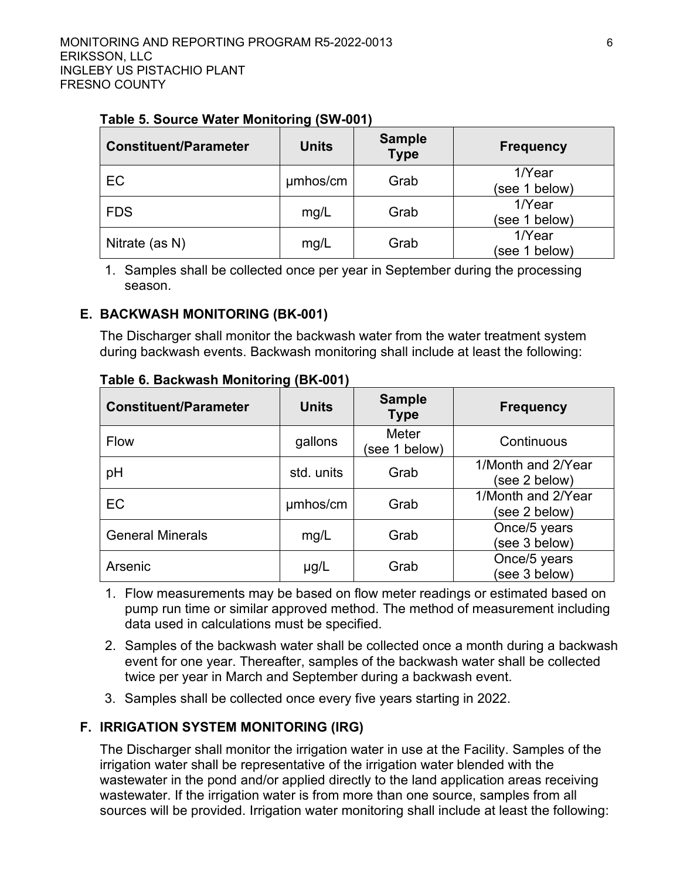**Table 5. Source Water Monitoring (SW-001)**

| Constituent/Parameter | Units | Sample Type | Frequency |
|---|---|---|---|
| EC | µmhos/cm | Grab | 1/Year (see 1 below) |
| FDS | mg/L | Grab | 1/Year (see 1 below) |
| Nitrate (as N) | mg/L | Grab | 1/Year (see 1 below) |

1. Samples shall be collected once per year in September during the processing season.

## E. BACKWASH MONITORING (BK-001)

The Discharger shall monitor the backwash water from the water treatment system during backwash events. Backwash monitoring shall include at least the following:

**Table 6. Backwash Monitoring (BK-001)**

| Constituent/Parameter | Units | Sample Type | Frequency |
|---|---|---|---|
| Flow | gallons | Meter (see 1 below) | Continuous |
| pH | std. units | Grab | 1/Month and 2/Year (see 2 below) |
| EC | µmhos/cm | Grab | 1/Month and 2/Year (see 2 below) |
| General Minerals | mg/L | Grab | Once/5 years (see 3 below) |
| Arsenic | µg/L | Grab | Once/5 years (see 3 below) |

1. Flow measurements may be based on flow meter readings or estimated based on pump run time or similar approved method. The method of measurement including data used in calculations must be specified.
2. Samples of the backwash water shall be collected once a month during a backwash event for one year. Thereafter, samples of the backwash water shall be collected twice per year in March and September during a backwash event.
3. Samples shall be collected once every five years starting in 2022.

## F. IRRIGATION SYSTEM MONITORING (IRG)

The Discharger shall monitor the irrigation water in use at the Facility. Samples of the irrigation water shall be representative of the irrigation water blended with the wastewater in the pond and/or applied directly to the land application areas receiving wastewater. If the irrigation water is from more than one source, samples from all sources will be provided. Irrigation water monitoring shall include at least the following: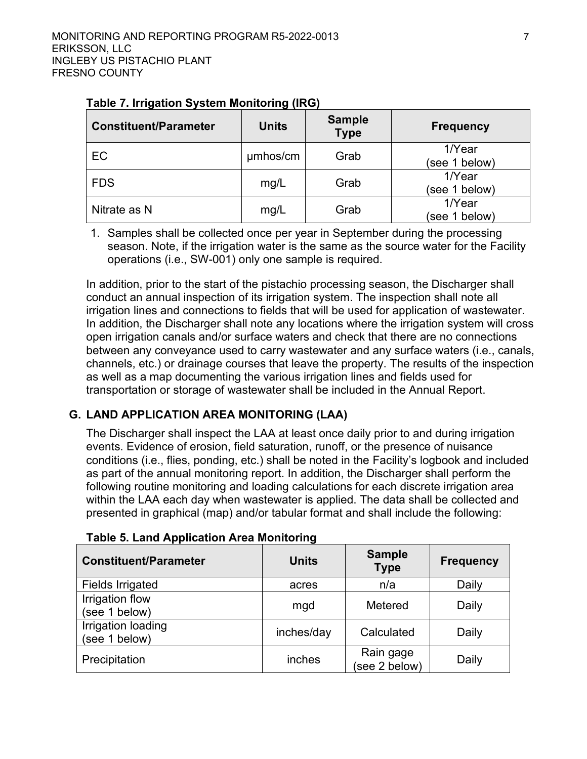**Table 7. Irrigation System Monitoring (IRG)**

| Constituent/Parameter | Units | Sample Type | Frequency |
|---|---|---|---|
| EC | µmhos/cm | Grab | 1/Year (see 1 below) |
| FDS | mg/L | Grab | 1/Year (see 1 below) |
| Nitrate as N | mg/L | Grab | 1/Year (see 1 below) |

1. Samples shall be collected once per year in September during the processing season. Note, if the irrigation water is the same as the source water for the Facility operations (i.e., SW-001) only one sample is required.

In addition, prior to the start of the pistachio processing season, the Discharger shall conduct an annual inspection of its irrigation system. The inspection shall note all irrigation lines and connections to fields that will be used for application of wastewater. In addition, the Discharger shall note any locations where the irrigation system will cross open irrigation canals and/or surface waters and check that there are no connections between any conveyance used to carry wastewater and any surface waters (i.e., canals, channels, etc.) or drainage courses that leave the property. The results of the inspection as well as a map documenting the various irrigation lines and fields used for transportation or storage of wastewater shall be included in the Annual Report.

## G. LAND APPLICATION AREA MONITORING (LAA)

The Discharger shall inspect the LAA at least once daily prior to and during irrigation events. Evidence of erosion, field saturation, runoff, or the presence of nuisance conditions (i.e., flies, ponding, etc.) shall be noted in the Facility's logbook and included as part of the annual monitoring report. In addition, the Discharger shall perform the following routine monitoring and loading calculations for each discrete irrigation area within the LAA each day when wastewater is applied. The data shall be collected and presented in graphical (map) and/or tabular format and shall include the following:

**Table 5. Land Application Area Monitoring**

| Constituent/Parameter | Units | Sample Type | Frequency |
|---|---|---|---|
| Fields Irrigated | acres | n/a | Daily |
| Irrigation flow (see 1 below) | mgd | Metered | Daily |
| Irrigation loading (see 1 below) | inches/day | Calculated | Daily |
| Precipitation | inches | Rain gage (see 2 below) | Daily |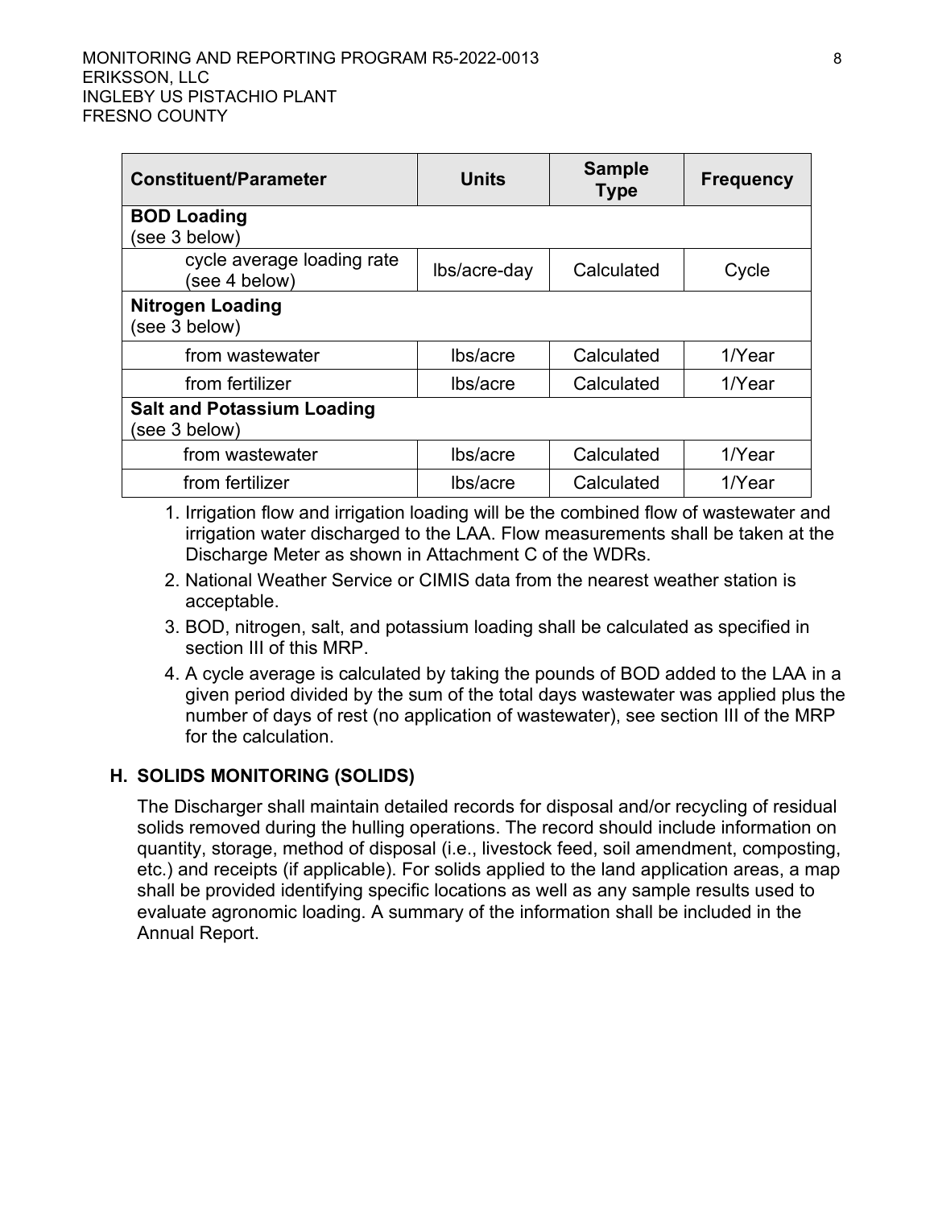| Constituent/Parameter | Units | Sample Type | Frequency |
|---|---|---|---|
| **BOD Loading** (see 3 below) | | | |
| cycle average loading rate (see 4 below) | lbs/acre-day | Calculated | Cycle |
| **Nitrogen Loading** (see 3 below) | | | |
| from wastewater | lbs/acre | Calculated | 1/Year |
| from fertilizer | lbs/acre | Calculated | 1/Year |
| **Salt and Potassium Loading** (see 3 below) | | | |
| from wastewater | lbs/acre | Calculated | 1/Year |
| from fertilizer | lbs/acre | Calculated | 1/Year |

1. Irrigation flow and irrigation loading will be the combined flow of wastewater and irrigation water discharged to the LAA. Flow measurements shall be taken at the Discharge Meter as shown in Attachment C of the WDRs.
2. National Weather Service or CIMIS data from the nearest weather station is acceptable.
3. BOD, nitrogen, salt, and potassium loading shall be calculated as specified in section III of this MRP.
4. A cycle average is calculated by taking the pounds of BOD added to the LAA in a given period divided by the sum of the total days wastewater was applied plus the number of days of rest (no application of wastewater), see section III of the MRP for the calculation.

## H. SOLIDS MONITORING (SOLIDS)

The Discharger shall maintain detailed records for disposal and/or recycling of residual solids removed during the hulling operations. The record should include information on quantity, storage, method of disposal (i.e., livestock feed, soil amendment, composting, etc.) and receipts (if applicable). For solids applied to the land application areas, a map shall be provided identifying specific locations as well as any sample results used to evaluate agronomic loading. A summary of the information shall be included in the Annual Report.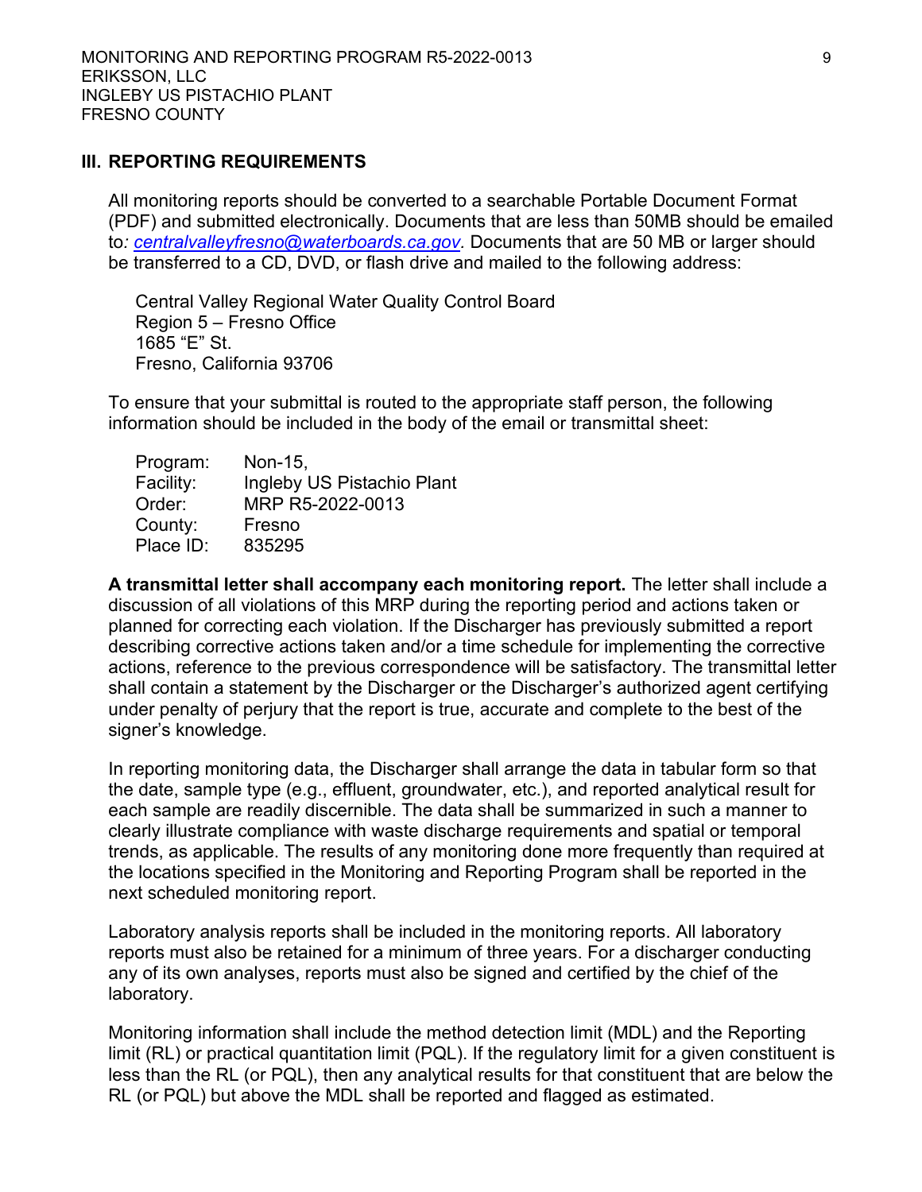## III. REPORTING REQUIREMENTS

All monitoring reports should be converted to a searchable Portable Document Format (PDF) and submitted electronically. Documents that are less than 50MB should be emailed to*:* *centralvalleyfresno@waterboards.ca.gov.* Documents that are 50 MB or larger should be transferred to a CD, DVD, or flash drive and mailed to the following address:

Central Valley Regional Water Quality Control Board  
Region 5 – Fresno Office  
1685 “E” St.  
Fresno, California 93706

To ensure that your submittal is routed to the appropriate staff person, the following information should be included in the body of the email or transmittal sheet:

Program: Non-15,  
Facility: Ingleby US Pistachio Plant  
Order: MRP R5-2022-0013  
County: Fresno  
Place ID: 835295

**A transmittal letter shall accompany each monitoring report.** The letter shall include a discussion of all violations of this MRP during the reporting period and actions taken or planned for correcting each violation. If the Discharger has previously submitted a report describing corrective actions taken and/or a time schedule for implementing the corrective actions, reference to the previous correspondence will be satisfactory. The transmittal letter shall contain a statement by the Discharger or the Discharger’s authorized agent certifying under penalty of perjury that the report is true, accurate and complete to the best of the signer’s knowledge.

In reporting monitoring data, the Discharger shall arrange the data in tabular form so that the date, sample type (e.g., effluent, groundwater, etc.), and reported analytical result for each sample are readily discernible. The data shall be summarized in such a manner to clearly illustrate compliance with waste discharge requirements and spatial or temporal trends, as applicable. The results of any monitoring done more frequently than required at the locations specified in the Monitoring and Reporting Program shall be reported in the next scheduled monitoring report.

Laboratory analysis reports shall be included in the monitoring reports. All laboratory reports must also be retained for a minimum of three years. For a discharger conducting any of its own analyses, reports must also be signed and certified by the chief of the laboratory.

Monitoring information shall include the method detection limit (MDL) and the Reporting limit (RL) or practical quantitation limit (PQL). If the regulatory limit for a given constituent is less than the RL (or PQL), then any analytical results for that constituent that are below the RL (or PQL) but above the MDL shall be reported and flagged as estimated.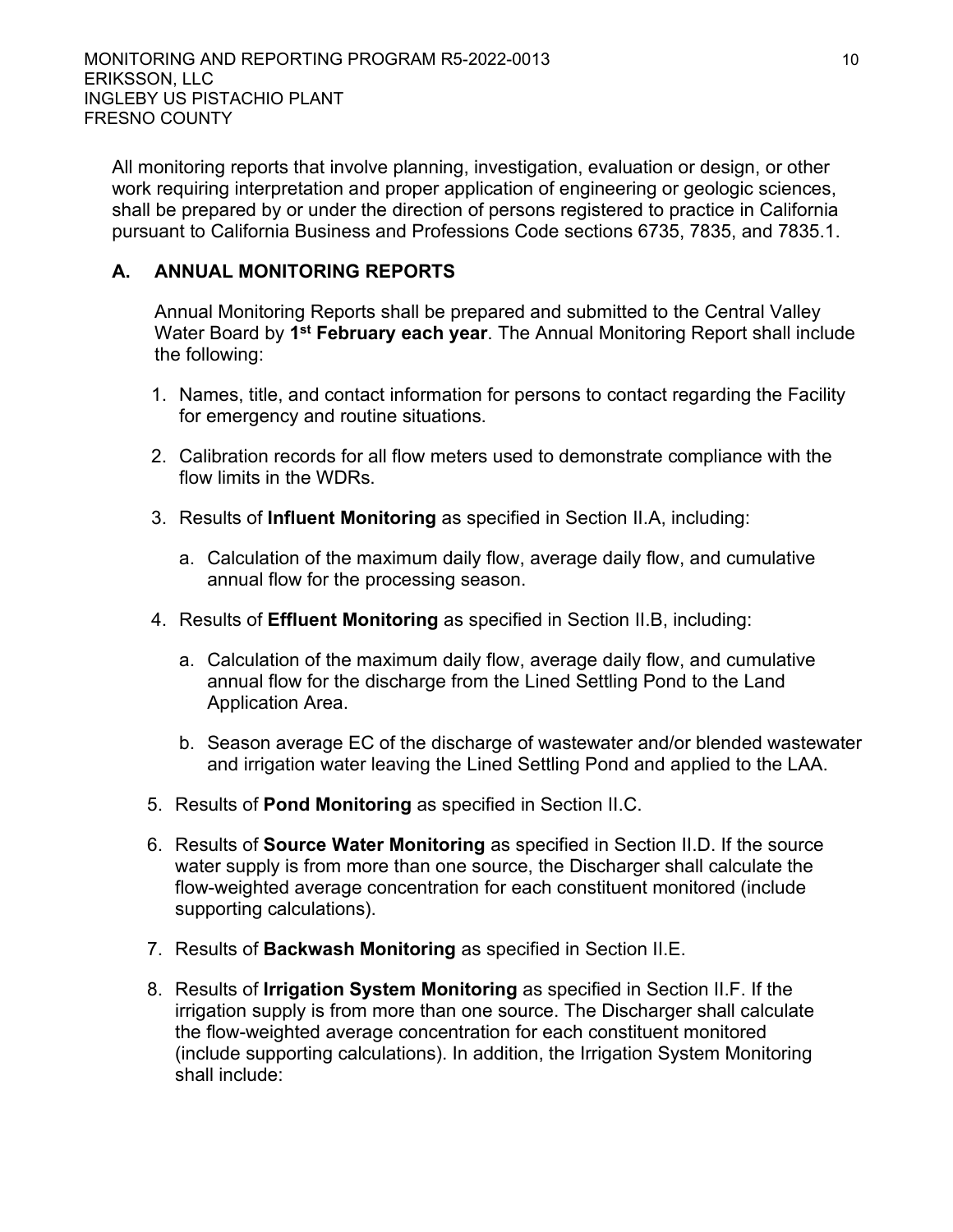All monitoring reports that involve planning, investigation, evaluation or design, or other work requiring interpretation and proper application of engineering or geologic sciences, shall be prepared by or under the direction of persons registered to practice in California pursuant to California Business and Professions Code sections 6735, 7835, and 7835.1.

## A. ANNUAL MONITORING REPORTS

Annual Monitoring Reports shall be prepared and submitted to the Central Valley Water Board by **1st February each year**. The Annual Monitoring Report shall include the following:

1. Names, title, and contact information for persons to contact regarding the Facility for emergency and routine situations.
2. Calibration records for all flow meters used to demonstrate compliance with the flow limits in the WDRs.
3. Results of **Influent Monitoring** as specified in Section II.A, including:
   a. Calculation of the maximum daily flow, average daily flow, and cumulative annual flow for the processing season.
4. Results of **Effluent Monitoring** as specified in Section II.B, including:
   a. Calculation of the maximum daily flow, average daily flow, and cumulative annual flow for the discharge from the Lined Settling Pond to the Land Application Area.
   b. Season average EC of the discharge of wastewater and/or blended wastewater and irrigation water leaving the Lined Settling Pond and applied to the LAA.
5. Results of **Pond Monitoring** as specified in Section II.C.
6. Results of **Source Water Monitoring** as specified in Section II.D. If the source water supply is from more than one source, the Discharger shall calculate the flow-weighted average concentration for each constituent monitored (include supporting calculations).
7. Results of **Backwash Monitoring** as specified in Section II.E.
8. Results of **Irrigation System Monitoring** as specified in Section II.F. If the irrigation supply is from more than one source. The Discharger shall calculate the flow-weighted average concentration for each constituent monitored (include supporting calculations). In addition, the Irrigation System Monitoring shall include: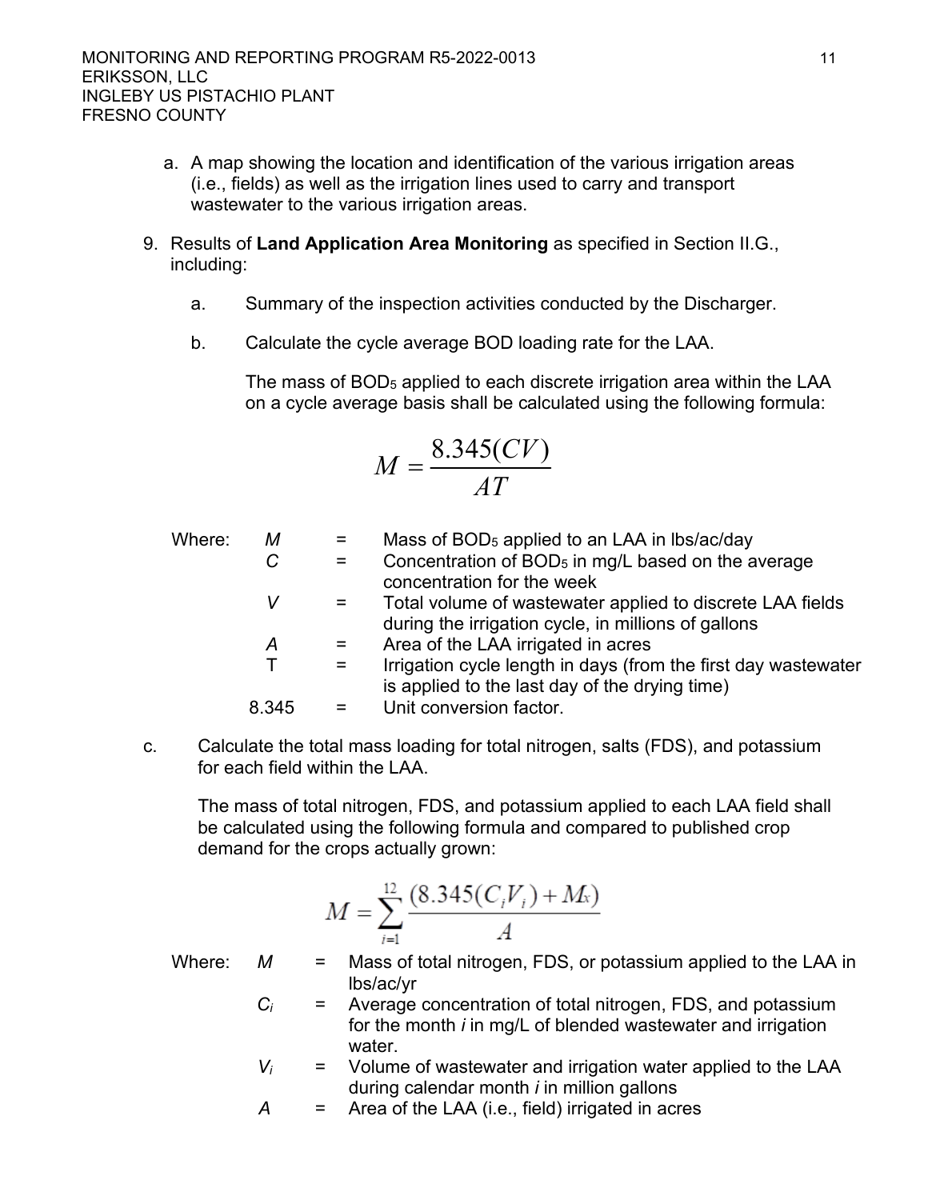a. A map showing the location and identification of the various irrigation areas (i.e., fields) as well as the irrigation lines used to carry and transport wastewater to the various irrigation areas.

9. Results of **Land Application Area Monitoring** as specified in Section II.G., including:

   a. Summary of the inspection activities conducted by the Discharger.

   b. Calculate the cycle average BOD loading rate for the LAA.

      The mass of $BOD_5$ applied to each discrete irrigation area within the LAA on a cycle average basis shall be calculated using the following formula:

$$M = \frac{8.345(CV)}{AT}$$

Where:

| | | |
|---|---|---|
| $M$ | = | Mass of $BOD_5$ applied to an LAA in lbs/ac/day |
| $C$ | = | Concentration of $BOD_5$ in mg/L based on the average concentration for the week |
| $V$ | = | Total volume of wastewater applied to discrete LAA fields during the irrigation cycle, in millions of gallons |
| $A$ | = | Area of the LAA irrigated in acres |
| T | = | Irrigation cycle length in days (from the first day wastewater is applied to the last day of the drying time) |
| 8.345 | = | Unit conversion factor. |

c. Calculate the total mass loading for total nitrogen, salts (FDS), and potassium for each field within the LAA.

   The mass of total nitrogen, FDS, and potassium applied to each LAA field shall be calculated using the following formula and compared to published crop demand for the crops actually grown:

$$M = \sum_{i=1}^{12} \frac{(8.345(C_i V_i) + M_x)}{A}$$

Where:

| | | |
|---|---|---|
| $M$ | = | Mass of total nitrogen, FDS, or potassium applied to the LAA in lbs/ac/yr |
| $C_i$ | = | Average concentration of total nitrogen, FDS, and potassium for the month *i* in mg/L of blended wastewater and irrigation water. |
| $V_i$ | = | Volume of wastewater and irrigation water applied to the LAA during calendar month *i* in million gallons |
| $A$ | = | Area of the LAA (i.e., field) irrigated in acres |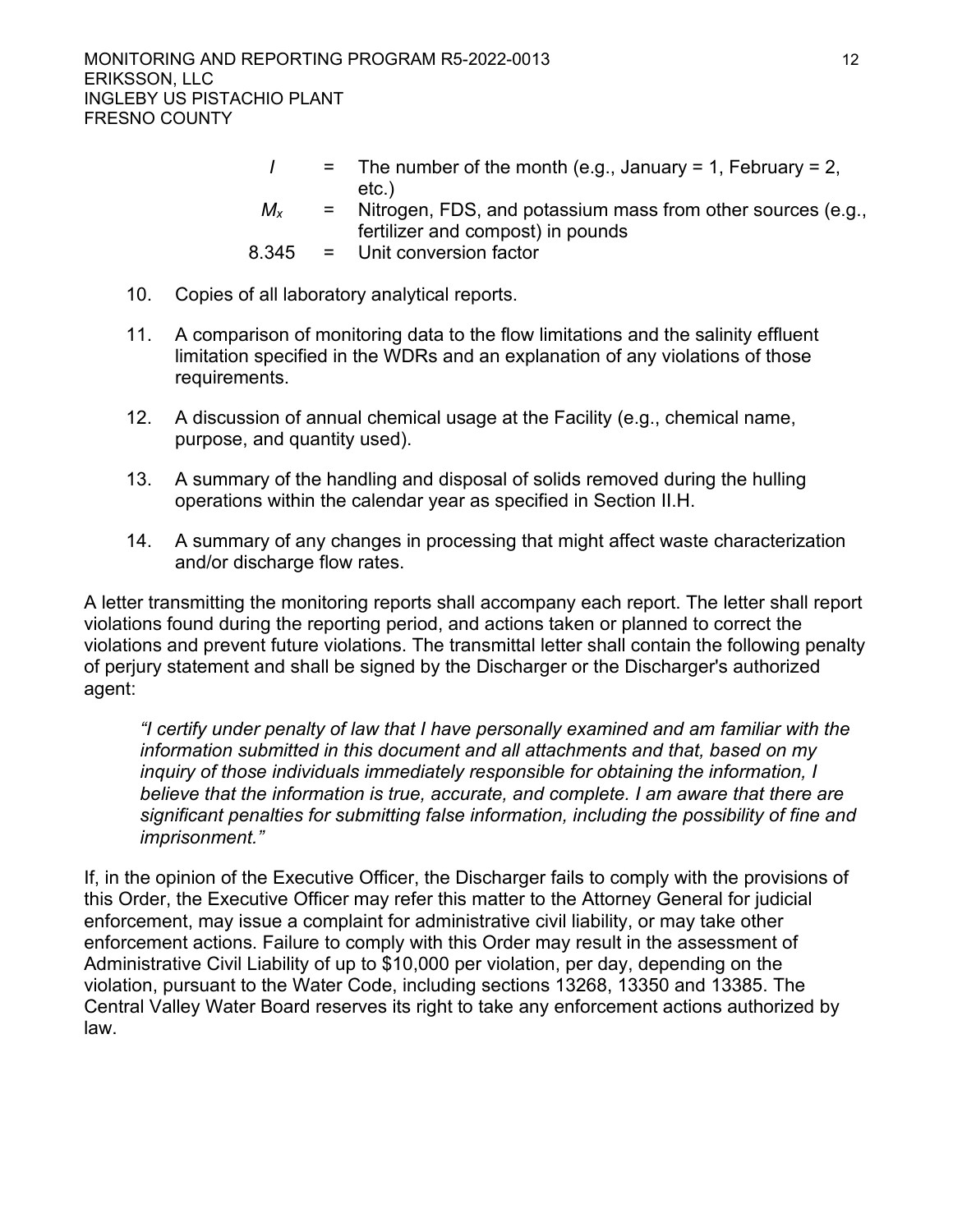| | | |
|---|---|---|
| $l$ | = | The number of the month (e.g., January = 1, February = 2, etc.) |
| $M_x$ | = | Nitrogen, FDS, and potassium mass from other sources (e.g., fertilizer and compost) in pounds |
| 8.345 | = | Unit conversion factor |

10. Copies of all laboratory analytical reports.

11. A comparison of monitoring data to the flow limitations and the salinity effluent limitation specified in the WDRs and an explanation of any violations of those requirements.

12. A discussion of annual chemical usage at the Facility (e.g., chemical name, purpose, and quantity used).

13. A summary of the handling and disposal of solids removed during the hulling operations within the calendar year as specified in Section II.H.

14. A summary of any changes in processing that might affect waste characterization and/or discharge flow rates.

A letter transmitting the monitoring reports shall accompany each report. The letter shall report violations found during the reporting period, and actions taken or planned to correct the violations and prevent future violations. The transmittal letter shall contain the following penalty of perjury statement and shall be signed by the Discharger or the Discharger's authorized agent:

> *"I certify under penalty of law that I have personally examined and am familiar with the information submitted in this document and all attachments and that, based on my inquiry of those individuals immediately responsible for obtaining the information, I believe that the information is true, accurate, and complete. I am aware that there are significant penalties for submitting false information, including the possibility of fine and imprisonment."*

If, in the opinion of the Executive Officer, the Discharger fails to comply with the provisions of this Order, the Executive Officer may refer this matter to the Attorney General for judicial enforcement, may issue a complaint for administrative civil liability, or may take other enforcement actions. Failure to comply with this Order may result in the assessment of Administrative Civil Liability of up to $10,000 per violation, per day, depending on the violation, pursuant to the Water Code, including sections 13268, 13350 and 13385. The Central Valley Water Board reserves its right to take any enforcement actions authorized by law.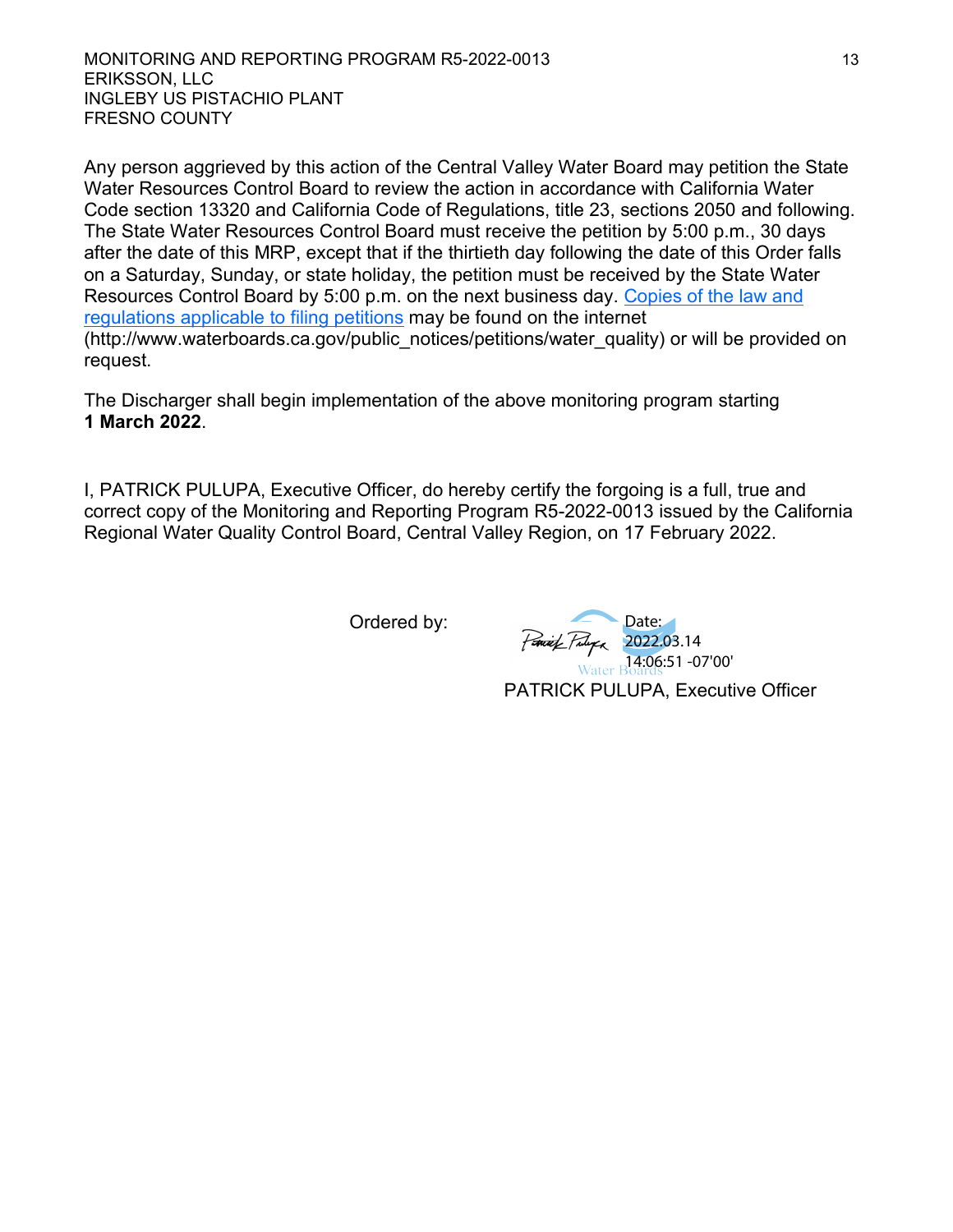Any person aggrieved by this action of the Central Valley Water Board may petition the State Water Resources Control Board to review the action in accordance with California Water Code section 13320 and California Code of Regulations, title 23, sections 2050 and following. The State Water Resources Control Board must receive the petition by 5:00 p.m., 30 days after the date of this MRP, except that if the thirtieth day following the date of this Order falls on a Saturday, Sunday, or state holiday, the petition must be received by the State Water Resources Control Board by 5:00 p.m. on the next business day. [Copies of the law and regulations applicable to filing petitions](http://www.waterboards.ca.gov/public_notices/petitions/water_quality) may be found on the internet (http://www.waterboards.ca.gov/public_notices/petitions/water_quality) or will be provided on request.

The Discharger shall begin implementation of the above monitoring program starting **1 March 2022**.

I, PATRICK PULUPA, Executive Officer, do hereby certify the forgoing is a full, true and correct copy of the Monitoring and Reporting Program R5-2022-0013 issued by the California Regional Water Quality Control Board, Central Valley Region, on 17 February 2022.

Ordered by:

Date: 2022.03.14 14:06:51 -07'00'

PATRICK PULUPA, Executive Officer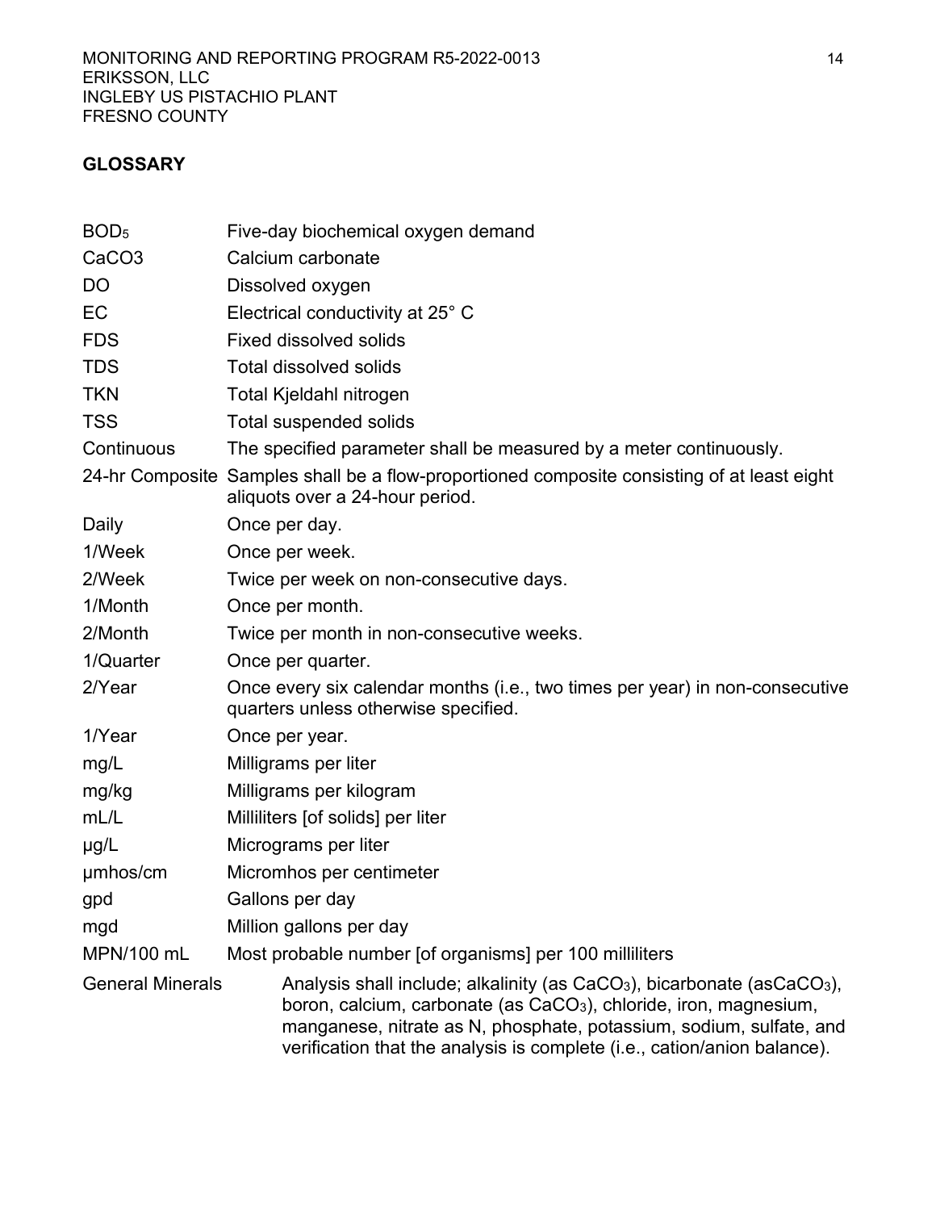## GLOSSARY

| | |
|---|---|
| $BOD_5$ | Five-day biochemical oxygen demand |
| CaCO3 | Calcium carbonate |
| DO | Dissolved oxygen |
| EC | Electrical conductivity at 25° C |
| FDS | Fixed dissolved solids |
| TDS | Total dissolved solids |
| TKN | Total Kjeldahl nitrogen |
| TSS | Total suspended solids |
| Continuous | The specified parameter shall be measured by a meter continuously. |
| 24-hr Composite | Samples shall be a flow-proportioned composite consisting of at least eight aliquots over a 24-hour period. |
| Daily | Once per day. |
| 1/Week | Once per week. |
| 2/Week | Twice per week on non-consecutive days. |
| 1/Month | Once per month. |
| 2/Month | Twice per month in non-consecutive weeks. |
| 1/Quarter | Once per quarter. |
| 2/Year | Once every six calendar months (i.e., two times per year) in non-consecutive quarters unless otherwise specified. |
| 1/Year | Once per year. |
| mg/L | Milligrams per liter |
| mg/kg | Milligrams per kilogram |
| mL/L | Milliliters [of solids] per liter |
| µg/L | Micrograms per liter |
| µmhos/cm | Micromhos per centimeter |
| gpd | Gallons per day |
| mgd | Million gallons per day |
| MPN/100 mL | Most probable number [of organisms] per 100 milliliters |
| General Minerals | Analysis shall include; alkalinity (as $CaCO_3$), bicarbonate (as$CaCO_3$), boron, calcium, carbonate (as $CaCO_3$), chloride, iron, magnesium, manganese, nitrate as N, phosphate, potassium, sodium, sulfate, and verification that the analysis is complete (i.e., cation/anion balance). |